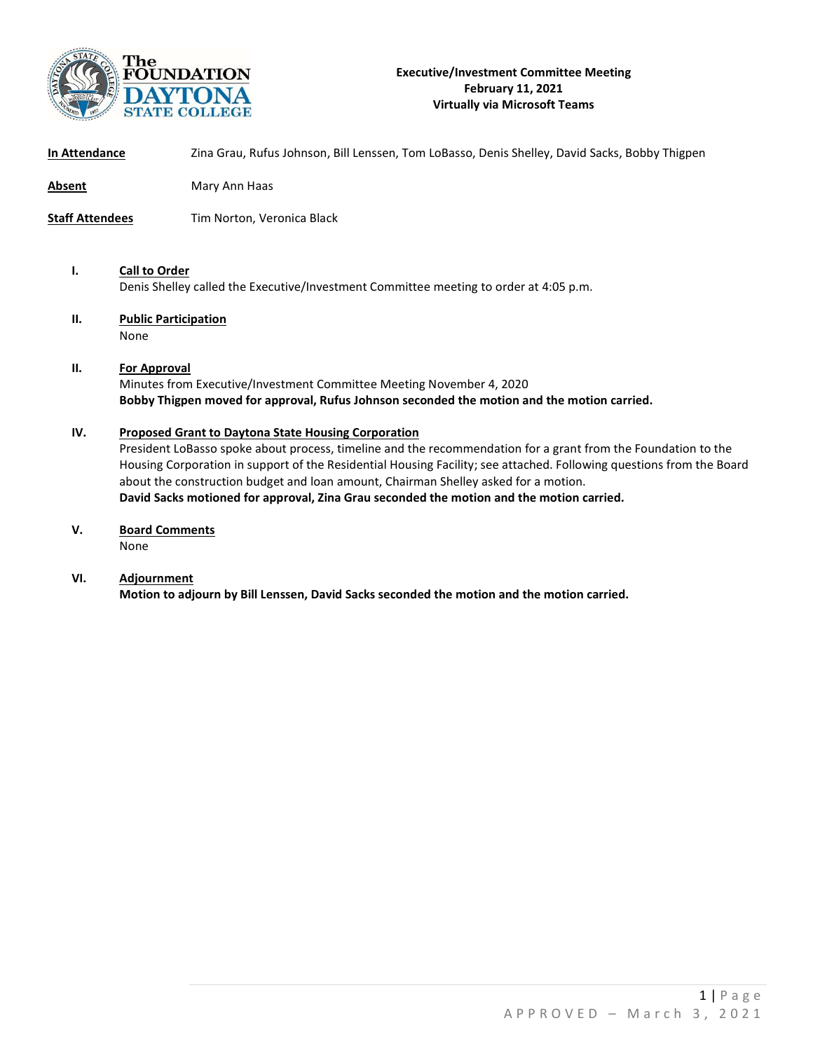**Executive/Investment Committee Meeting**
**February 11, 2021**
**Virtually via Microsoft Teams**

**In Attendance** Zina Grau, Rufus Johnson, Bill Lenssen, Tom LoBasso, Denis Shelley, David Sacks, Bobby Thigpen

**Absent** Mary Ann Haas

**Staff Attendees** Tim Norton, Veronica Black

**I. Call to Order**

Denis Shelley called the Executive/Investment Committee meeting to order at 4:05 p.m.

**II. Public Participation**

None

**II. For Approval**

Minutes from Executive/Investment Committee Meeting November 4, 2020

**Bobby Thigpen moved for approval, Rufus Johnson seconded the motion and the motion carried.**

**IV. Proposed Grant to Daytona State Housing Corporation**

President LoBasso spoke about process, timeline and the recommendation for a grant from the Foundation to the Housing Corporation in support of the Residential Housing Facility; see attached. Following questions from the Board about the construction budget and loan amount, Chairman Shelley asked for a motion.

**David Sacks motioned for approval, Zina Grau seconded the motion and the motion carried.**

**V. Board Comments**

None

**VI. Adjournment**

**Motion to adjourn by Bill Lenssen, David Sacks seconded the motion and the motion carried.**

APPROVED – March 3, 2021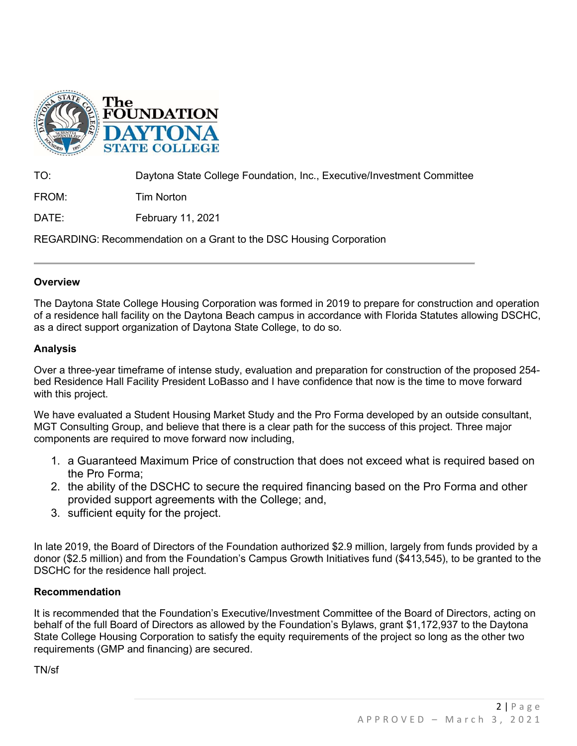TO: Daytona State College Foundation, Inc., Executive/Investment Committee

FROM: Tim Norton

DATE: February 11, 2021

REGARDING: Recommendation on a Grant to the DSC Housing Corporation

---

**Overview**

The Daytona State College Housing Corporation was formed in 2019 to prepare for construction and operation of a residence hall facility on the Daytona Beach campus in accordance with Florida Statutes allowing DSCHC, as a direct support organization of Daytona State College, to do so.

**Analysis**

Over a three-year timeframe of intense study, evaluation and preparation for construction of the proposed 254-bed Residence Hall Facility President LoBasso and I have confidence that now is the time to move forward with this project.

We have evaluated a Student Housing Market Study and the Pro Forma developed by an outside consultant, MGT Consulting Group, and believe that there is a clear path for the success of this project. Three major components are required to move forward now including,

1. a Guaranteed Maximum Price of construction that does not exceed what is required based on the Pro Forma;
2. the ability of the DSCHC to secure the required financing based on the Pro Forma and other provided support agreements with the College; and,
3. sufficient equity for the project.

In late 2019, the Board of Directors of the Foundation authorized $2.9 million, largely from funds provided by a donor ($2.5 million) and from the Foundation's Campus Growth Initiatives fund ($413,545), to be granted to the DSCHC for the residence hall project.

**Recommendation**

It is recommended that the Foundation's Executive/Investment Committee of the Board of Directors, acting on behalf of the full Board of Directors as allowed by the Foundation's Bylaws, grant $1,172,937 to the Daytona State College Housing Corporation to satisfy the equity requirements of the project so long as the other two requirements (GMP and financing) are secured.

TN/sf

APPROVED – March 3, 2021